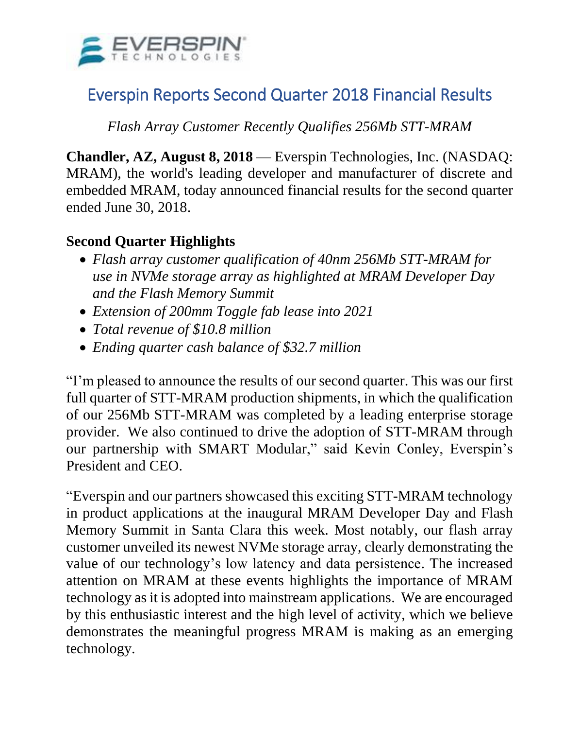# Everspin Reports Second Quarter 2018 Financial Results

*Flash Array Customer Recently Qualifies 256Mb STT-MRAM*

**Chandler, AZ, August 8, 2018** — Everspin Technologies, Inc. (NASDAQ: MRAM), the world's leading developer and manufacturer of discrete and embedded MRAM, today announced financial results for the second quarter ended June 30, 2018.

## Second Quarter Highlights

- *Flash array customer qualification of 40nm 256Mb STT-MRAM for use in NVMe storage array as highlighted at MRAM Developer Day and the Flash Memory Summit*
- *Extension of 200mm Toggle fab lease into 2021*
- *Total revenue of $10.8 million*
- *Ending quarter cash balance of $32.7 million*

"I'm pleased to announce the results of our second quarter. This was our first full quarter of STT-MRAM production shipments, in which the qualification of our 256Mb STT-MRAM was completed by a leading enterprise storage provider. We also continued to drive the adoption of STT-MRAM through our partnership with SMART Modular," said Kevin Conley, Everspin's President and CEO.

"Everspin and our partners showcased this exciting STT-MRAM technology in product applications at the inaugural MRAM Developer Day and Flash Memory Summit in Santa Clara this week. Most notably, our flash array customer unveiled its newest NVMe storage array, clearly demonstrating the value of our technology's low latency and data persistence. The increased attention on MRAM at these events highlights the importance of MRAM technology as it is adopted into mainstream applications. We are encouraged by this enthusiastic interest and the high level of activity, which we believe demonstrates the meaningful progress MRAM is making as an emerging technology.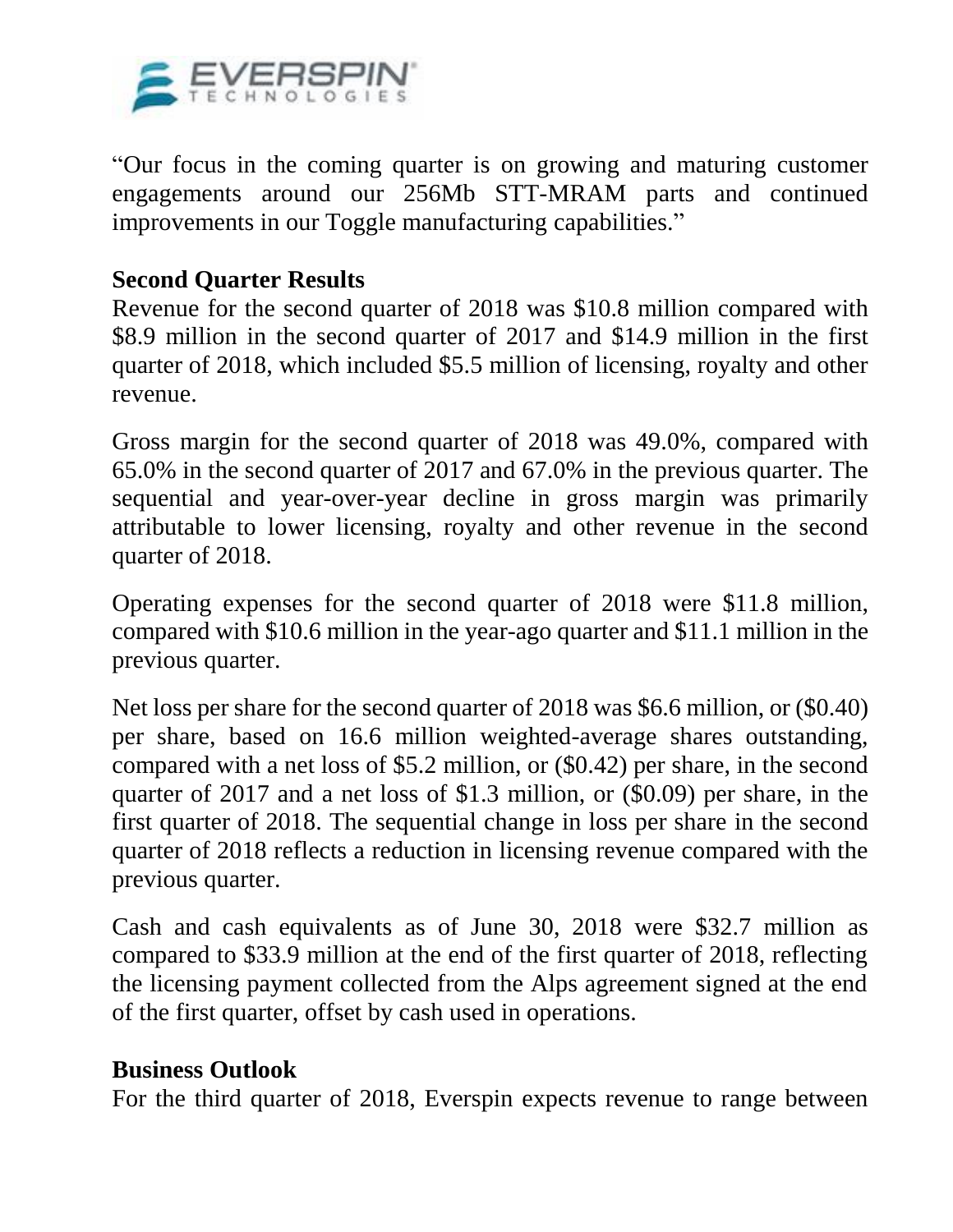"Our focus in the coming quarter is on growing and maturing customer engagements around our 256Mb STT-MRAM parts and continued improvements in our Toggle manufacturing capabilities."

## Second Quarter Results

Revenue for the second quarter of 2018 was $10.8 million compared with $8.9 million in the second quarter of 2017 and $14.9 million in the first quarter of 2018, which included $5.5 million of licensing, royalty and other revenue.

Gross margin for the second quarter of 2018 was 49.0%, compared with 65.0% in the second quarter of 2017 and 67.0% in the previous quarter. The sequential and year-over-year decline in gross margin was primarily attributable to lower licensing, royalty and other revenue in the second quarter of 2018.

Operating expenses for the second quarter of 2018 were $11.8 million, compared with $10.6 million in the year-ago quarter and $11.1 million in the previous quarter.

Net loss per share for the second quarter of 2018 was $6.6 million, or ($0.40) per share, based on 16.6 million weighted-average shares outstanding, compared with a net loss of $5.2 million, or ($0.42) per share, in the second quarter of 2017 and a net loss of $1.3 million, or ($0.09) per share, in the first quarter of 2018. The sequential change in loss per share in the second quarter of 2018 reflects a reduction in licensing revenue compared with the previous quarter.

Cash and cash equivalents as of June 30, 2018 were $32.7 million as compared to $33.9 million at the end of the first quarter of 2018, reflecting the licensing payment collected from the Alps agreement signed at the end of the first quarter, offset by cash used in operations.

## Business Outlook

For the third quarter of 2018, Everspin expects revenue to range between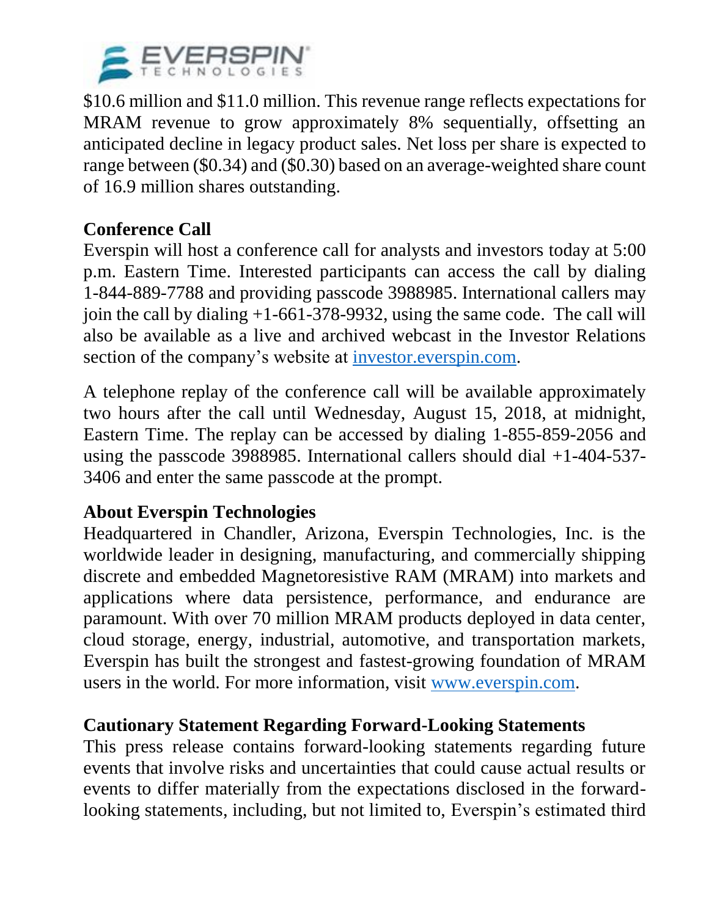$10.6 million and $11.0 million. This revenue range reflects expectations for MRAM revenue to grow approximately 8% sequentially, offsetting an anticipated decline in legacy product sales. Net loss per share is expected to range between ($0.34) and ($0.30) based on an average-weighted share count of 16.9 million shares outstanding.

**Conference Call**

Everspin will host a conference call for analysts and investors today at 5:00 p.m. Eastern Time. Interested participants can access the call by dialing 1-844-889-7788 and providing passcode 3988985. International callers may join the call by dialing +1-661-378-9932, using the same code. The call will also be available as a live and archived webcast in the Investor Relations section of the company's website at [investor.everspin.com](investor.everspin.com).

A telephone replay of the conference call will be available approximately two hours after the call until Wednesday, August 15, 2018, at midnight, Eastern Time. The replay can be accessed by dialing 1-855-859-2056 and using the passcode 3988985. International callers should dial +1-404-537-3406 and enter the same passcode at the prompt.

**About Everspin Technologies**

Headquartered in Chandler, Arizona, Everspin Technologies, Inc. is the worldwide leader in designing, manufacturing, and commercially shipping discrete and embedded Magnetoresistive RAM (MRAM) into markets and applications where data persistence, performance, and endurance are paramount. With over 70 million MRAM products deployed in data center, cloud storage, energy, industrial, automotive, and transportation markets, Everspin has built the strongest and fastest-growing foundation of MRAM users in the world. For more information, visit [www.everspin.com](www.everspin.com).

**Cautionary Statement Regarding Forward-Looking Statements**

This press release contains forward-looking statements regarding future events that involve risks and uncertainties that could cause actual results or events to differ materially from the expectations disclosed in the forward-looking statements, including, but not limited to, Everspin's estimated third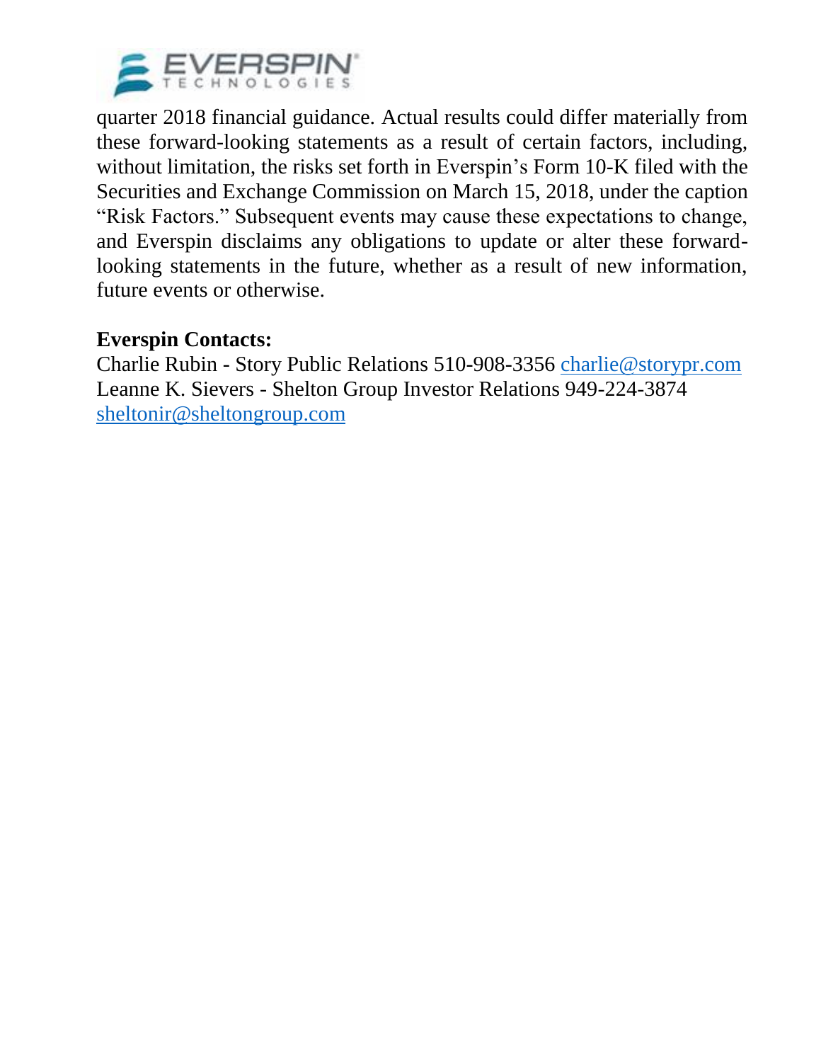quarter 2018 financial guidance. Actual results could differ materially from these forward-looking statements as a result of certain factors, including, without limitation, the risks set forth in Everspin's Form 10-K filed with the Securities and Exchange Commission on March 15, 2018, under the caption "Risk Factors." Subsequent events may cause these expectations to change, and Everspin disclaims any obligations to update or alter these forward-looking statements in the future, whether as a result of new information, future events or otherwise.

**Everspin Contacts:**
Charlie Rubin - Story Public Relations 510-908-3356 charlie@storypr.com
Leanne K. Sievers - Shelton Group Investor Relations 949-224-3874 sheltonir@sheltongroup.com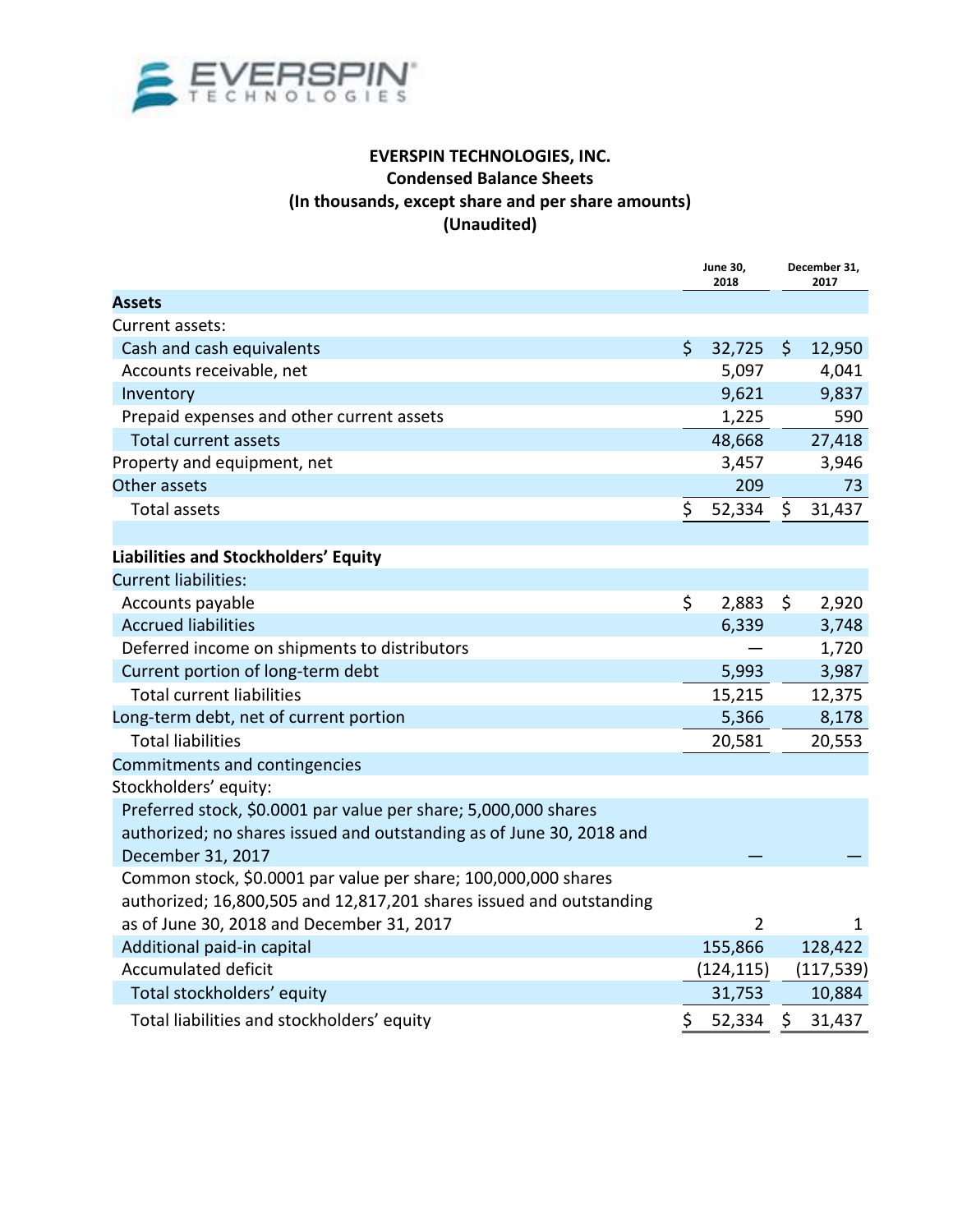**EVERSPIN TECHNOLOGIES, INC.**
**Condensed Balance Sheets**
**(In thousands, except share and per share amounts)**
**(Unaudited)**

| | June 30, 2018 | December 31, 2017 |
|---|---|---|
| **Assets** | | |
| Current assets: | | |
| Cash and cash equivalents | $ 32,725 | $ 12,950 |
| Accounts receivable, net | 5,097 | 4,041 |
| Inventory | 9,621 | 9,837 |
| Prepaid expenses and other current assets | 1,225 | 590 |
| Total current assets | 48,668 | 27,418 |
| Property and equipment, net | 3,457 | 3,946 |
| Other assets | 209 | 73 |
| Total assets | $ 52,334 | $ 31,437 |
| | | |
| **Liabilities and Stockholders' Equity** | | |
| Current liabilities: | | |
| Accounts payable | $ 2,883 | $ 2,920 |
| Accrued liabilities | 6,339 | 3,748 |
| Deferred income on shipments to distributors | — | 1,720 |
| Current portion of long-term debt | 5,993 | 3,987 |
| Total current liabilities | 15,215 | 12,375 |
| Long-term debt, net of current portion | 5,366 | 8,178 |
| Total liabilities | 20,581 | 20,553 |
| Commitments and contingencies | | |
| Stockholders' equity: | | |
| Preferred stock, $0.0001 par value per share; 5,000,000 shares authorized; no shares issued and outstanding as of June 30, 2018 and December 31, 2017 | — | — |
| Common stock, $0.0001 par value per share; 100,000,000 shares authorized; 16,800,505 and 12,817,201 shares issued and outstanding as of June 30, 2018 and December 31, 2017 | 2 | 1 |
| Additional paid-in capital | 155,866 | 128,422 |
| Accumulated deficit | (124,115) | (117,539) |
| Total stockholders' equity | 31,753 | 10,884 |
| Total liabilities and stockholders' equity | $ 52,334 | $ 31,437 |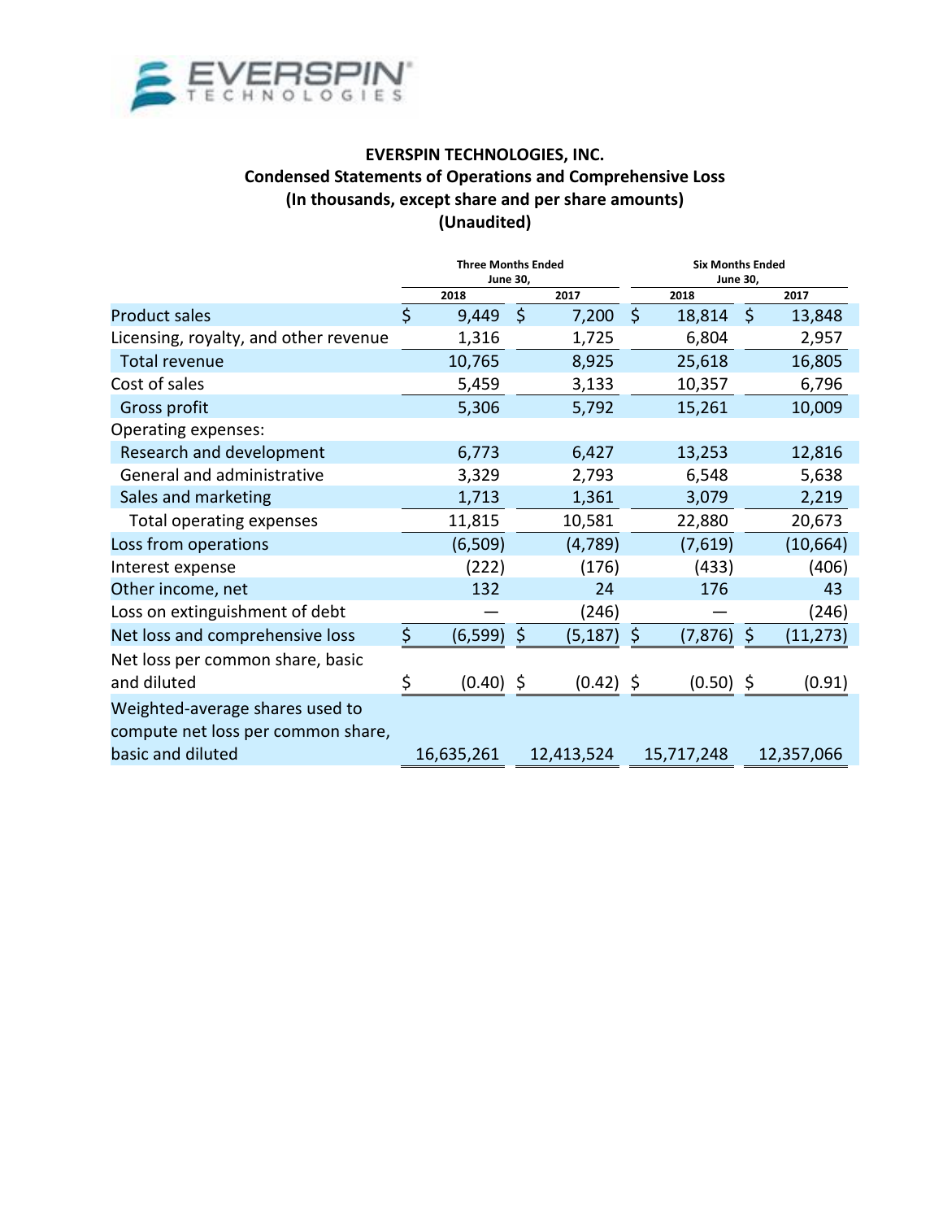# EVERSPIN TECHNOLOGIES, INC.

## Condensed Statements of Operations and Comprehensive Loss

### (In thousands, except share and per share amounts)

### (Unaudited)

| | Three Months Ended June 30, | | Six Months Ended June 30, | |
|---|---|---|---|---|
| | 2018 | 2017 | 2018 | 2017 |
| Product sales | $ 9,449 | $ 7,200 | $ 18,814 | $ 13,848 |
| Licensing, royalty, and other revenue | 1,316 | 1,725 | 6,804 | 2,957 |
| Total revenue | 10,765 | 8,925 | 25,618 | 16,805 |
| Cost of sales | 5,459 | 3,133 | 10,357 | 6,796 |
| Gross profit | 5,306 | 5,792 | 15,261 | 10,009 |
| Operating expenses: | | | | |
| Research and development | 6,773 | 6,427 | 13,253 | 12,816 |
| General and administrative | 3,329 | 2,793 | 6,548 | 5,638 |
| Sales and marketing | 1,713 | 1,361 | 3,079 | 2,219 |
| Total operating expenses | 11,815 | 10,581 | 22,880 | 20,673 |
| Loss from operations | (6,509) | (4,789) | (7,619) | (10,664) |
| Interest expense | (222) | (176) | (433) | (406) |
| Other income, net | 132 | 24 | 176 | 43 |
| Loss on extinguishment of debt | — | (246) | — | (246) |
| Net loss and comprehensive loss | $ (6,599) | $ (5,187) | $ (7,876) | $ (11,273) |
| Net loss per common share, basic and diluted | $ (0.40) | $ (0.42) | $ (0.50) | $ (0.91) |
| Weighted-average shares used to compute net loss per common share, basic and diluted | 16,635,261 | 12,413,524 | 15,717,248 | 12,357,066 |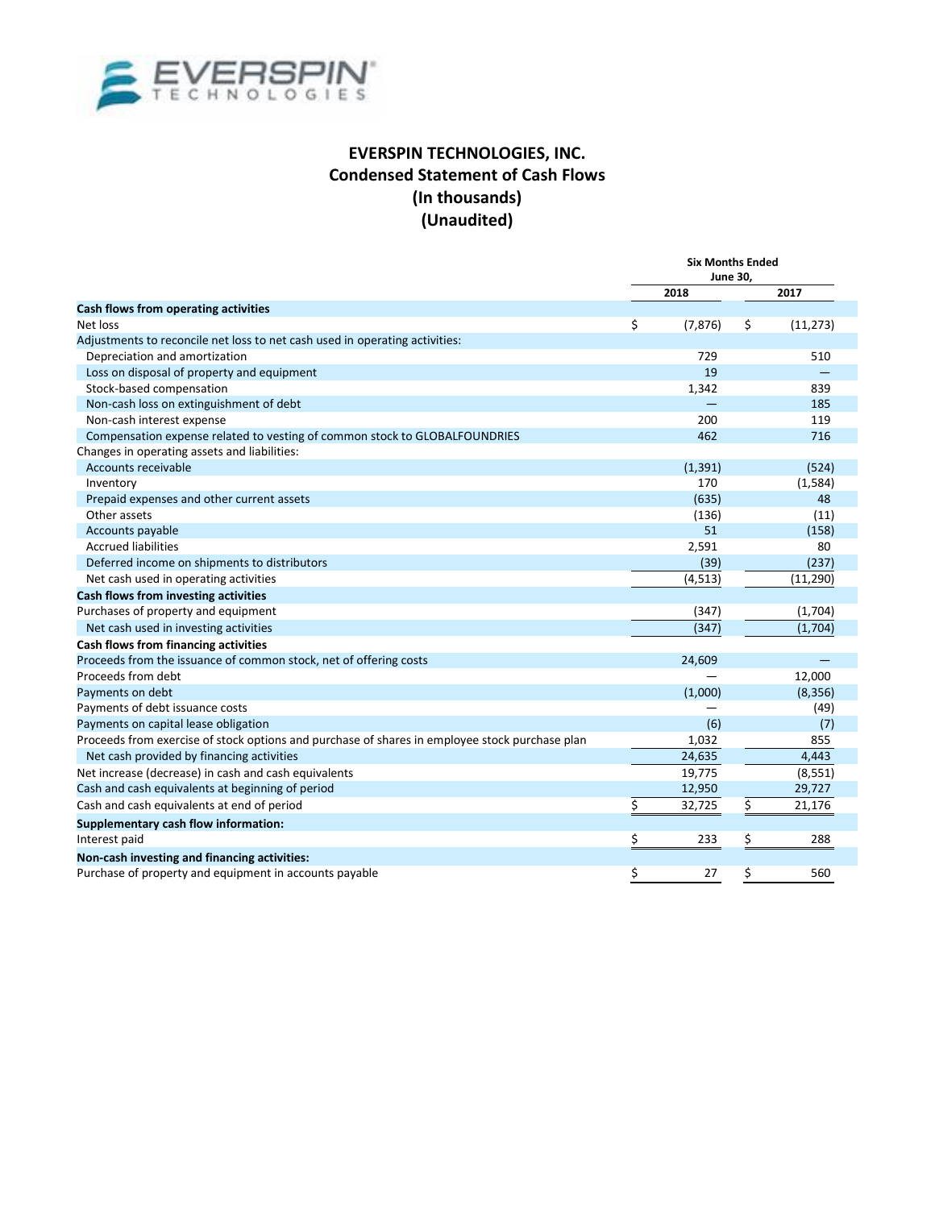EVERSPIN TECHNOLOGIES

# EVERSPIN TECHNOLOGIES, INC.
## Condensed Statement of Cash Flows
## (In thousands)
## (Unaudited)

| | Six Months Ended June 30, | |
|---|---|---|
| | 2018 | 2017 |
| **Cash flows from operating activities** | | |
| Net loss | $ (7,876) | $ (11,273) |
| Adjustments to reconcile net loss to net cash used in operating activities: | | |
| Depreciation and amortization | 729 | 510 |
| Loss on disposal of property and equipment | 19 | — |
| Stock-based compensation | 1,342 | 839 |
| Non-cash loss on extinguishment of debt | — | 185 |
| Non-cash interest expense | 200 | 119 |
| Compensation expense related to vesting of common stock to GLOBALFOUNDRIES | 462 | 716 |
| Changes in operating assets and liabilities: | | |
| Accounts receivable | (1,391) | (524) |
| Inventory | 170 | (1,584) |
| Prepaid expenses and other current assets | (635) | 48 |
| Other assets | (136) | (11) |
| Accounts payable | 51 | (158) |
| Accrued liabilities | 2,591 | 80 |
| Deferred income on shipments to distributors | (39) | (237) |
| Net cash used in operating activities | (4,513) | (11,290) |
| **Cash flows from investing activities** | | |
| Purchases of property and equipment | (347) | (1,704) |
| Net cash used in investing activities | (347) | (1,704) |
| **Cash flows from financing activities** | | |
| Proceeds from the issuance of common stock, net of offering costs | 24,609 | — |
| Proceeds from debt | — | 12,000 |
| Payments on debt | (1,000) | (8,356) |
| Payments of debt issuance costs | — | (49) |
| Payments on capital lease obligation | (6) | (7) |
| Proceeds from exercise of stock options and purchase of shares in employee stock purchase plan | 1,032 | 855 |
| Net cash provided by financing activities | 24,635 | 4,443 |
| Net increase (decrease) in cash and cash equivalents | 19,775 | (8,551) |
| Cash and cash equivalents at beginning of period | 12,950 | 29,727 |
| Cash and cash equivalents at end of period | $ 32,725 | $ 21,176 |
| **Supplementary cash flow information:** | | |
| Interest paid | $ 233 | $ 288 |
| **Non-cash investing and financing activities:** | | |
| Purchase of property and equipment in accounts payable | $ 27 | $ 560 |